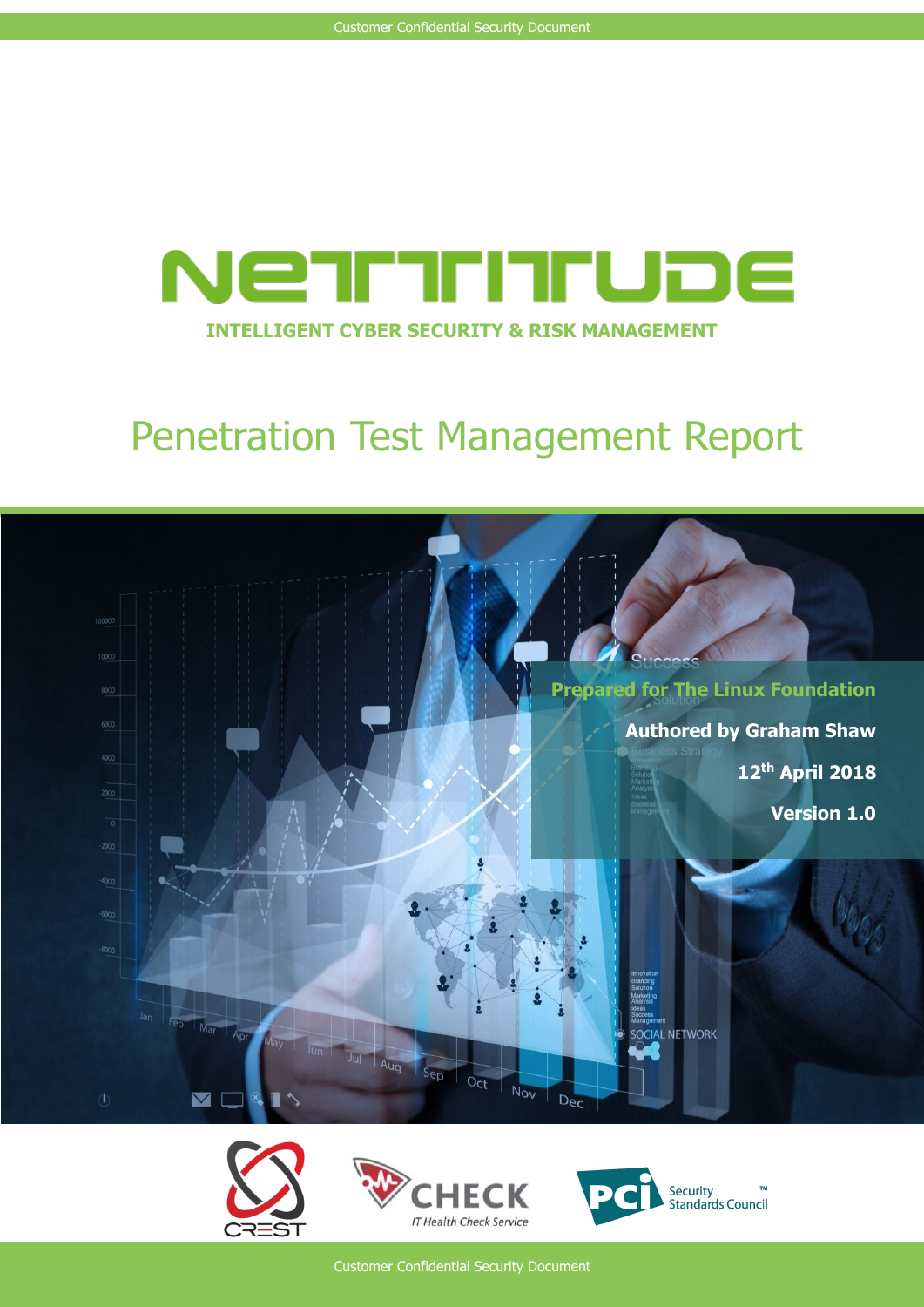# NETTITUDE

**INTELLIGENT CYBER SECURITY & RISK MANAGEMENT**

# Penetration Test Management Report

**Prepared for The Linux Foundation**

**Authored by Graham Shaw**

**12th April 2018**

**Version 1.0**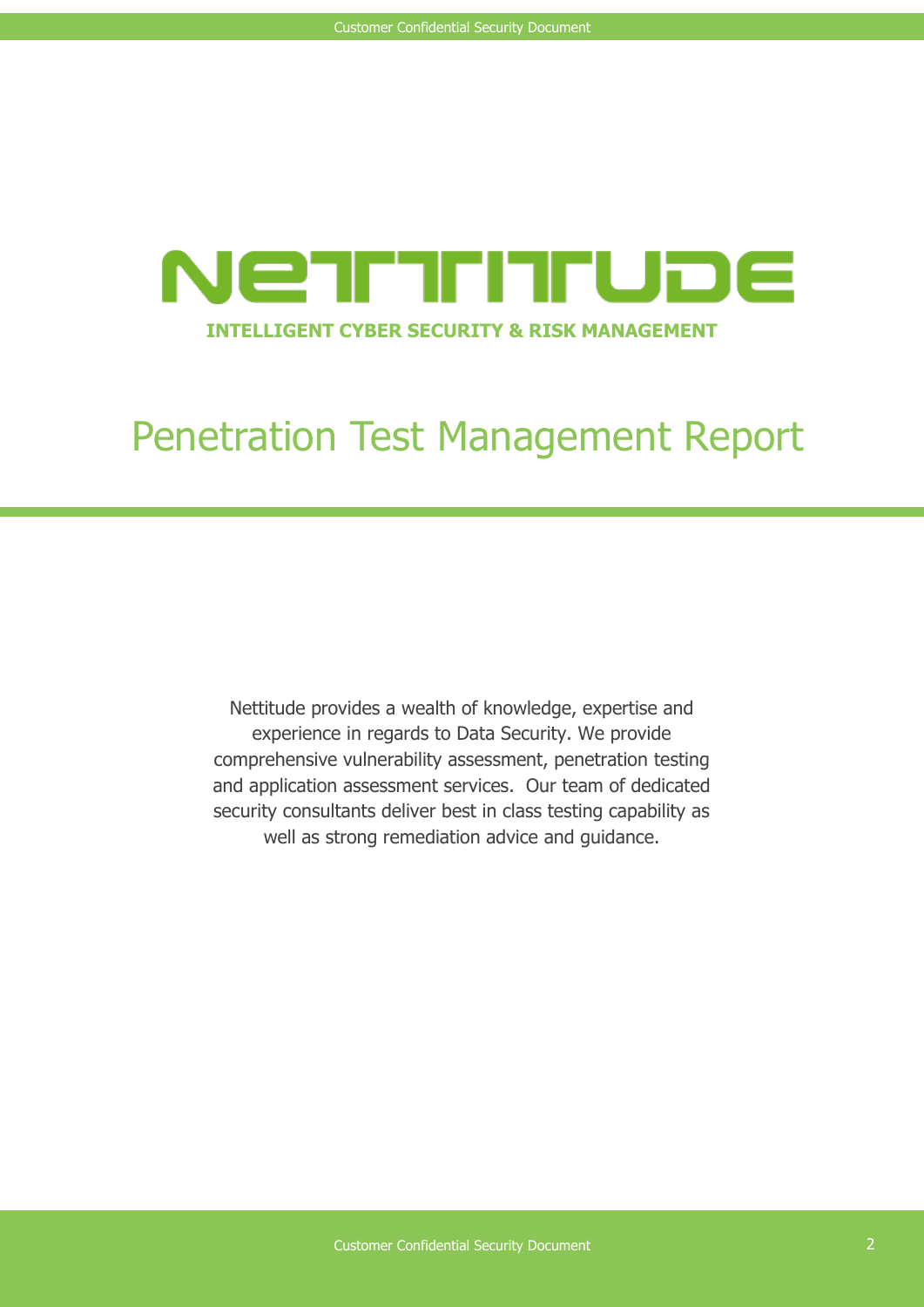# NETTITUDE

**INTELLIGENT CYBER SECURITY & RISK MANAGEMENT**

# Penetration Test Management Report

Nettitude provides a wealth of knowledge, expertise and experience in regards to Data Security. We provide comprehensive vulnerability assessment, penetration testing and application assessment services. Our team of dedicated security consultants deliver best in class testing capability as well as strong remediation advice and guidance.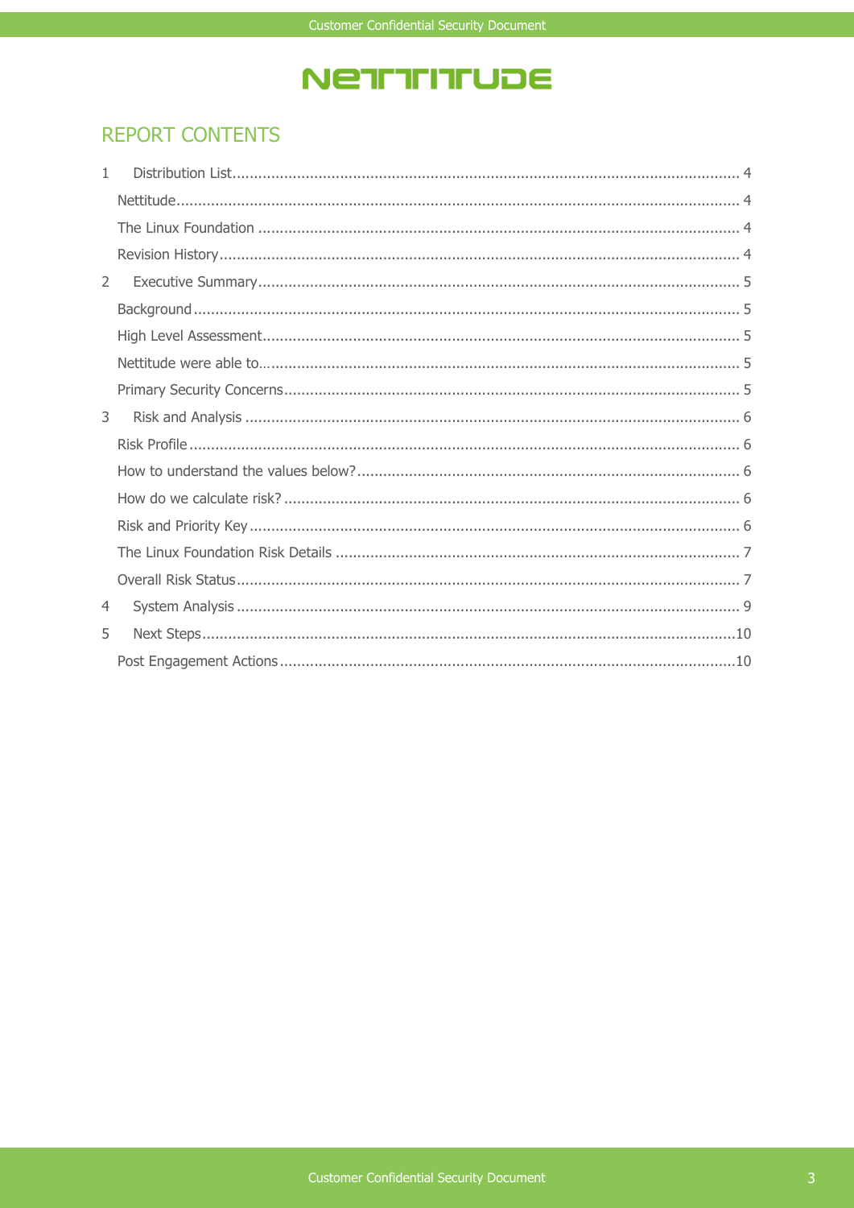# REPORT CONTENTS

1 Distribution List.......... 4

Nettitude.......... 4

The Linux Foundation .......... 4

Revision History.......... 4

2 Executive Summary.......... 5

Background.......... 5

High Level Assessment.......... 5

Nettitude were able to.......... 5

Primary Security Concerns.......... 5

3 Risk and Analysis .......... 6

Risk Profile .......... 6

How to understand the values below?.......... 6

How do we calculate risk? .......... 6

Risk and Priority Key .......... 6

The Linux Foundation Risk Details .......... 7

Overall Risk Status.......... 7

4 System Analysis .......... 9

5 Next Steps.......... 10

Post Engagement Actions .......... 10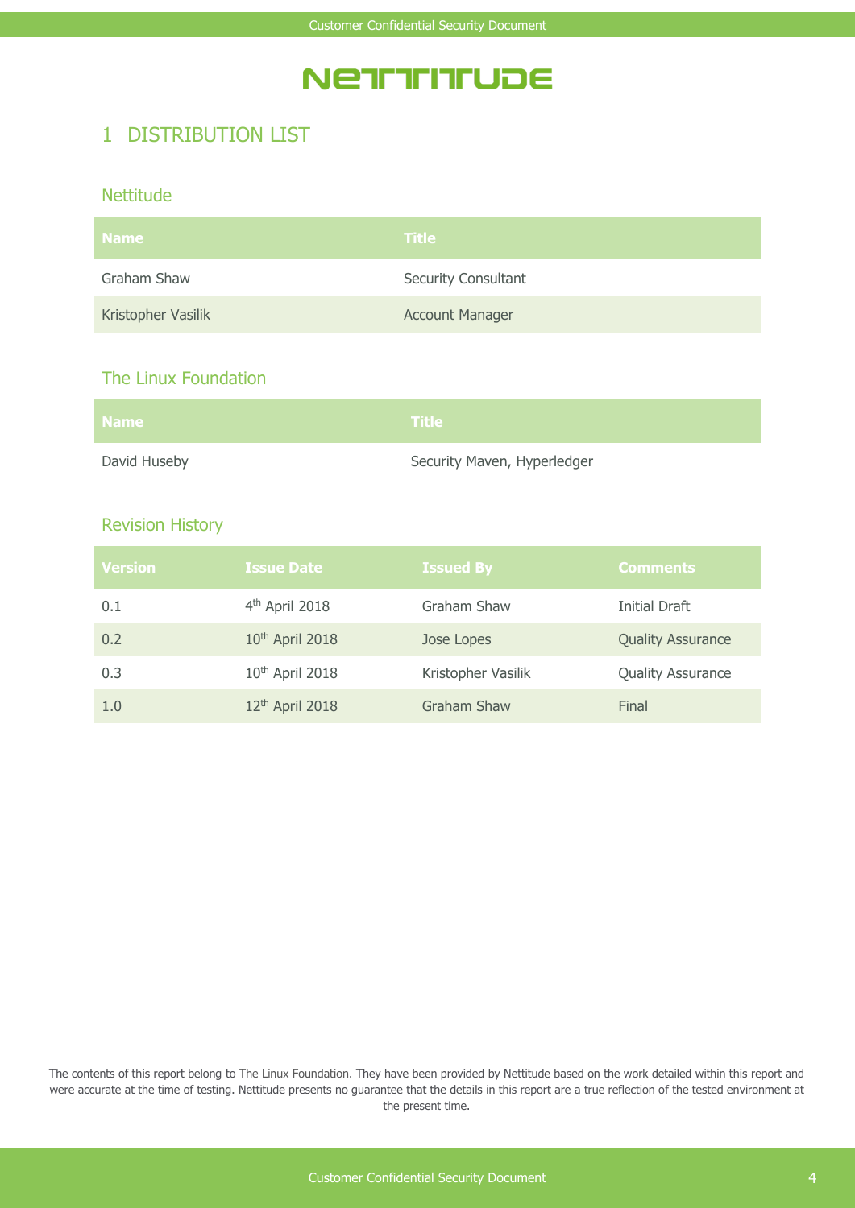# 1 DISTRIBUTION LIST

### Nettitude

| Name | Title |
|---|---|
| Graham Shaw | Security Consultant |
| Kristopher Vasilik | Account Manager |

### The Linux Foundation

| Name | Title |
|---|---|
| David Huseby | Security Maven, Hyperledger |

### Revision History

| Version | Issue Date | Issued By | Comments |
|---|---|---|---|
| 0.1 | 4th April 2018 | Graham Shaw | Initial Draft |
| 0.2 | 10th April 2018 | Jose Lopes | Quality Assurance |
| 0.3 | 10th April 2018 | Kristopher Vasilik | Quality Assurance |
| 1.0 | 12th April 2018 | Graham Shaw | Final |

The contents of this report belong to The Linux Foundation. They have been provided by Nettitude based on the work detailed within this report and were accurate at the time of testing. Nettitude presents no guarantee that the details in this report are a true reflection of the tested environment at the present time.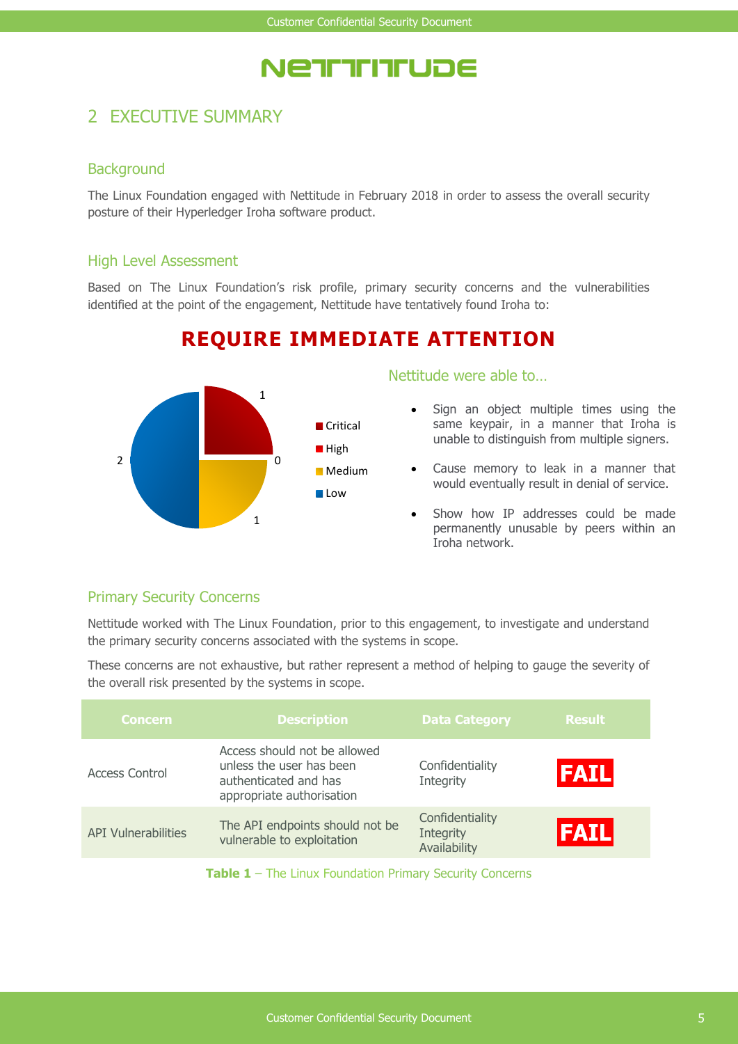# 2 EXECUTIVE SUMMARY

## Background

The Linux Foundation engaged with Nettitude in February 2018 in order to assess the overall security posture of their Hyperledger Iroha software product.

## High Level Assessment

Based on The Linux Foundation's risk profile, primary security concerns and the vulnerabilities identified at the point of the engagement, Nettitude have tentatively found Iroha to:

**REQUIRE IMMEDIATE ATTENTION**

- Critical: 1
- High: 0
- Medium: 1
- Low: 2

### Nettitude were able to…

- Sign an object multiple times using the same keypair, in a manner that Iroha is unable to distinguish from multiple signers.
- Cause memory to leak in a manner that would eventually result in denial of service.
- Show how IP addresses could be made permanently unusable by peers within an Iroha network.

## Primary Security Concerns

Nettitude worked with The Linux Foundation, prior to this engagement, to investigate and understand the primary security concerns associated with the systems in scope.

These concerns are not exhaustive, but rather represent a method of helping to gauge the severity of the overall risk presented by the systems in scope.

| Concern | Description | Data Category | Result |
|---|---|---|---|
| Access Control | Access should not be allowed unless the user has been authenticated and has appropriate authorisation | Confidentiality<br>Integrity | FAIL |
| API Vulnerabilities | The API endpoints should not be vulnerable to exploitation | Confidentiality<br>Integrity<br>Availability | FAIL |

**Table 1** – The Linux Foundation Primary Security Concerns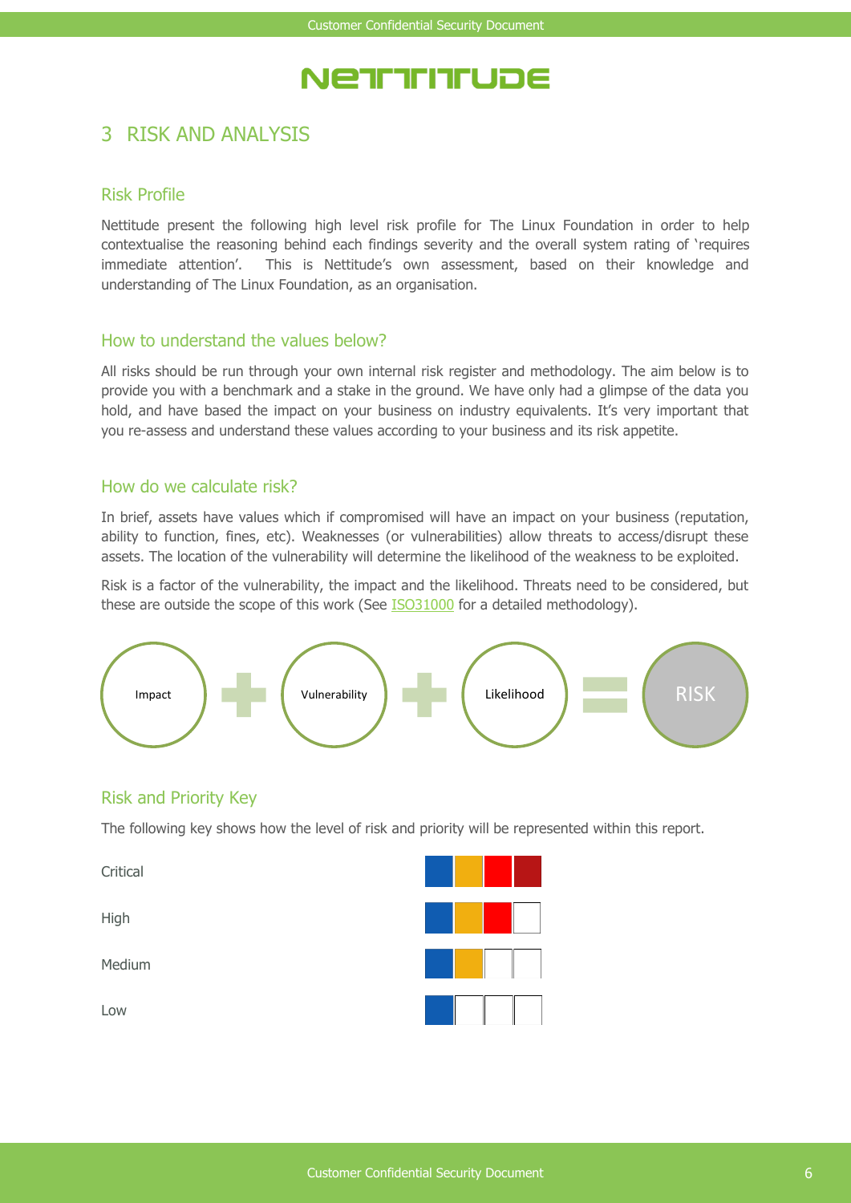# 3 RISK AND ANALYSIS

## Risk Profile

Nettitude present the following high level risk profile for The Linux Foundation in order to help contextualise the reasoning behind each findings severity and the overall system rating of 'requires immediate attention'. This is Nettitude's own assessment, based on their knowledge and understanding of The Linux Foundation, as an organisation.

## How to understand the values below?

All risks should be run through your own internal risk register and methodology. The aim below is to provide you with a benchmark and a stake in the ground. We have only had a glimpse of the data you hold, and have based the impact on your business on industry equivalents. It's very important that you re-assess and understand these values according to your business and its risk appetite.

## How do we calculate risk?

In brief, assets have values which if compromised will have an impact on your business (reputation, ability to function, fines, etc). Weaknesses (or vulnerabilities) allow threats to access/disrupt these assets. The location of the vulnerability will determine the likelihood of the weakness to be exploited.

Risk is a factor of the vulnerability, the impact and the likelihood. Threats need to be considered, but these are outside the scope of this work (See ISO31000 for a detailed methodology).

Impact + Vulnerability + Likelihood = RISK

## Risk and Priority Key

The following key shows how the level of risk and priority will be represented within this report.

Critical

High

Medium

Low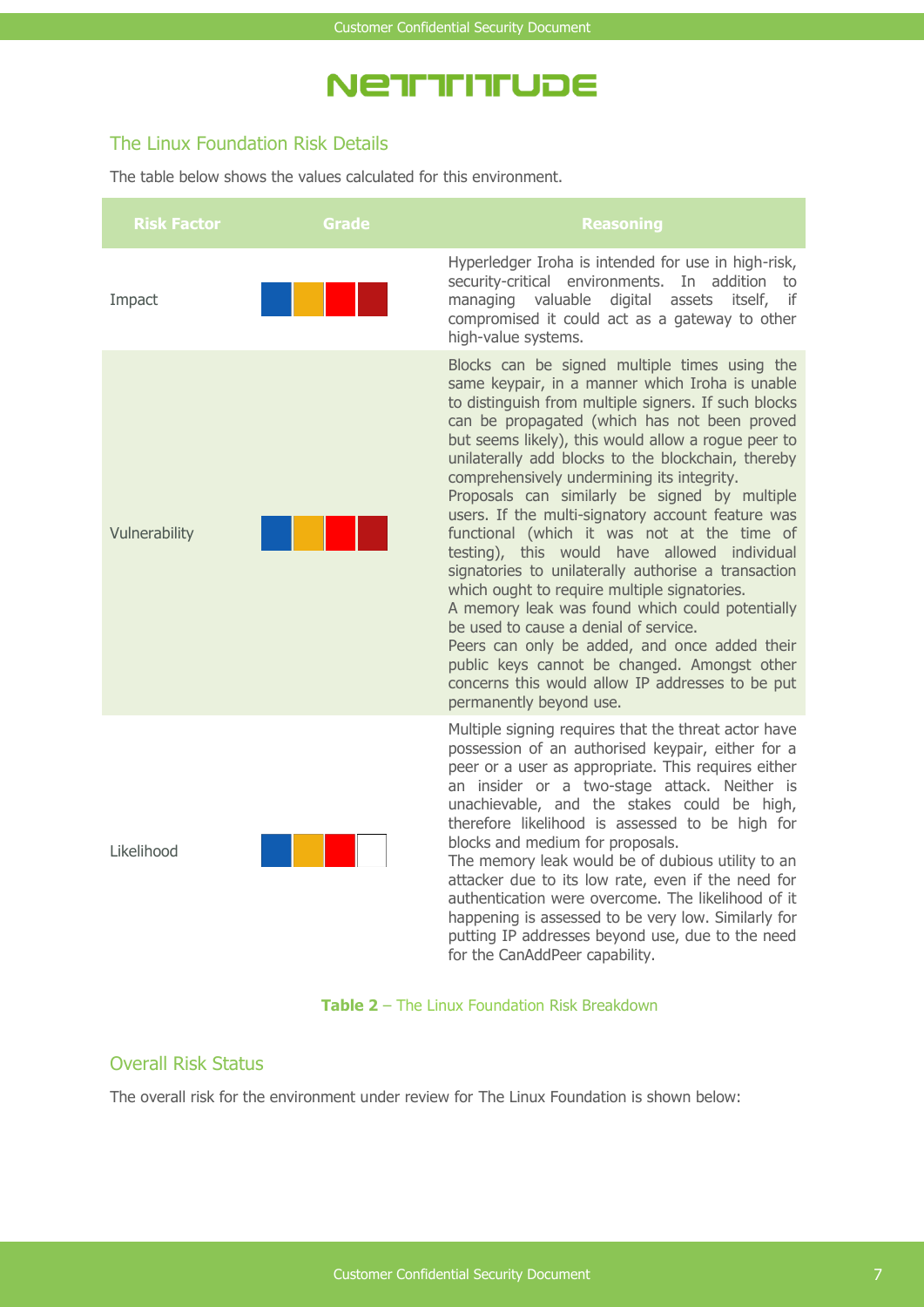## The Linux Foundation Risk Details

The table below shows the values calculated for this environment.

| Risk Factor | Grade | Reasoning |
|---|---|---|
| Impact | | Hyperledger Iroha is intended for use in high-risk, security-critical environments. In addition to managing valuable digital assets itself, if compromised it could act as a gateway to other high-value systems. |
| Vulnerability | | Blocks can be signed multiple times using the same keypair, in a manner which Iroha is unable to distinguish from multiple signers. If such blocks can be propagated (which has not been proved but seems likely), this would allow a rogue peer to unilaterally add blocks to the blockchain, thereby comprehensively undermining its integrity.<br>Proposals can similarly be signed by multiple users. If the multi-signatory account feature was functional (which it was not at the time of testing), this would have allowed individual signatories to unilaterally authorise a transaction which ought to require multiple signatories.<br>A memory leak was found which could potentially be used to cause a denial of service.<br>Peers can only be added, and once added their public keys cannot be changed. Amongst other concerns this would allow IP addresses to be put permanently beyond use. |
| Likelihood | | Multiple signing requires that the threat actor have possession of an authorised keypair, either for a peer or a user as appropriate. This requires either an insider or a two-stage attack. Neither is unachievable, and the stakes could be high, therefore likelihood is assessed to be high for blocks and medium for proposals.<br>The memory leak would be of dubious utility to an attacker due to its low rate, even if the need for authentication were overcome. The likelihood of it happening is assessed to be very low. Similarly for putting IP addresses beyond use, due to the need for the CanAddPeer capability. |

**Table 2** – The Linux Foundation Risk Breakdown

## Overall Risk Status

The overall risk for the environment under review for The Linux Foundation is shown below: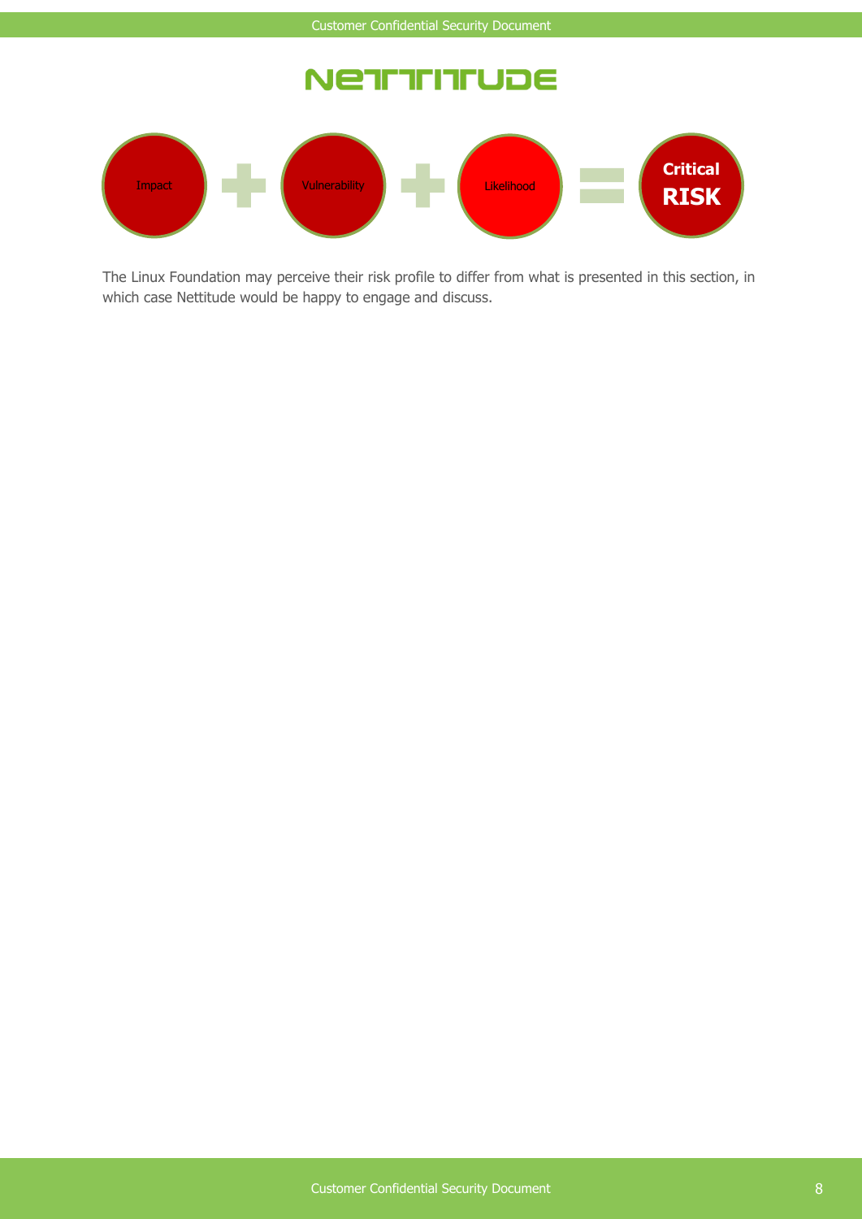Impact + Vulnerability + Likelihood = **Critical RISK**

The Linux Foundation may perceive their risk profile to differ from what is presented in this section, in which case Nettitude would be happy to engage and discuss.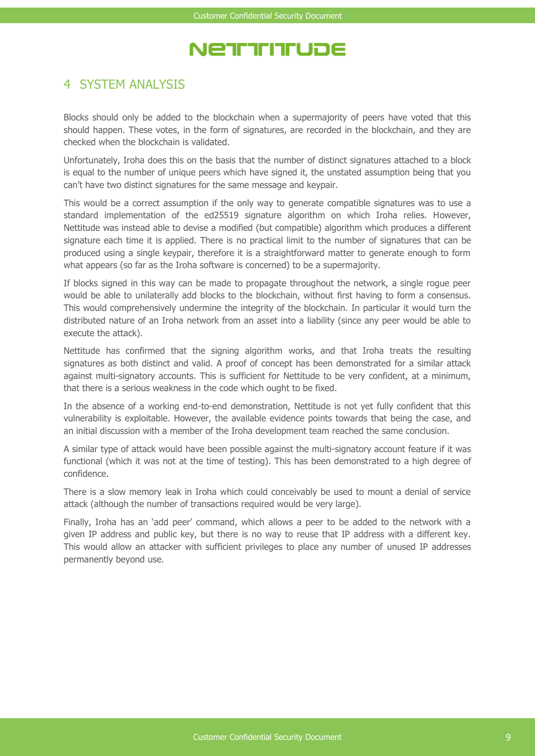# 4 SYSTEM ANALYSIS

Blocks should only be added to the blockchain when a supermajority of peers have voted that this should happen. These votes, in the form of signatures, are recorded in the blockchain, and they are checked when the blockchain is validated.

Unfortunately, Iroha does this on the basis that the number of distinct signatures attached to a block is equal to the number of unique peers which have signed it, the unstated assumption being that you can't have two distinct signatures for the same message and keypair.

This would be a correct assumption if the only way to generate compatible signatures was to use a standard implementation of the ed25519 signature algorithm on which Iroha relies. However, Nettitude was instead able to devise a modified (but compatible) algorithm which produces a different signature each time it is applied. There is no practical limit to the number of signatures that can be produced using a single keypair, therefore it is a straightforward matter to generate enough to form what appears (so far as the Iroha software is concerned) to be a supermajority.

If blocks signed in this way can be made to propagate throughout the network, a single rogue peer would be able to unilaterally add blocks to the blockchain, without first having to form a consensus. This would comprehensively undermine the integrity of the blockchain. In particular it would turn the distributed nature of an Iroha network from an asset into a liability (since any peer would be able to execute the attack).

Nettitude has confirmed that the signing algorithm works, and that Iroha treats the resulting signatures as both distinct and valid. A proof of concept has been demonstrated for a similar attack against multi-signatory accounts. This is sufficient for Nettitude to be very confident, at a minimum, that there is a serious weakness in the code which ought to be fixed.

In the absence of a working end-to-end demonstration, Nettitude is not yet fully confident that this vulnerability is exploitable. However, the available evidence points towards that being the case, and an initial discussion with a member of the Iroha development team reached the same conclusion.

A similar type of attack would have been possible against the multi-signatory account feature if it was functional (which it was not at the time of testing). This has been demonstrated to a high degree of confidence.

There is a slow memory leak in Iroha which could conceivably be used to mount a denial of service attack (although the number of transactions required would be very large).

Finally, Iroha has an 'add peer' command, which allows a peer to be added to the network with a given IP address and public key, but there is no way to reuse that IP address with a different key. This would allow an attacker with sufficient privileges to place any number of unused IP addresses permanently beyond use.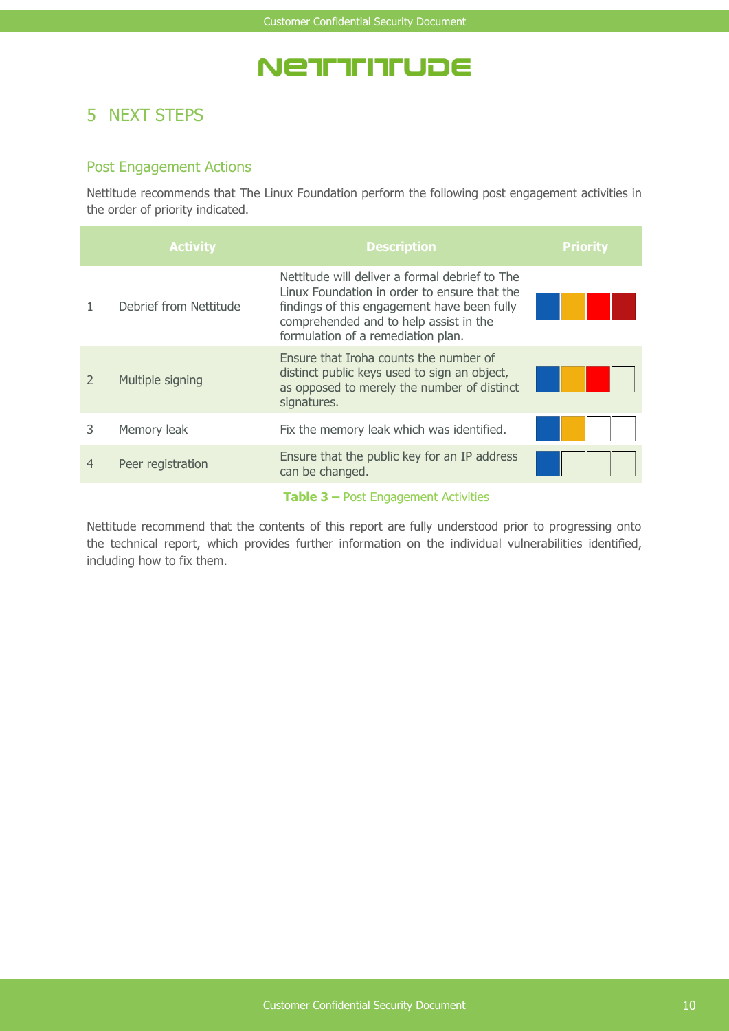# 5 NEXT STEPS

## Post Engagement Actions

Nettitude recommends that The Linux Foundation perform the following post engagement activities in the order of priority indicated.

| | Activity | Description | Priority |
|---|---|---|---|
| 1 | Debrief from Nettitude | Nettitude will deliver a formal debrief to The Linux Foundation in order to ensure that the findings of this engagement have been fully comprehended and to help assist in the formulation of a remediation plan. | |
| 2 | Multiple signing | Ensure that Iroha counts the number of distinct public keys used to sign an object, as opposed to merely the number of distinct signatures. | |
| 3 | Memory leak | Fix the memory leak which was identified. | |
| 4 | Peer registration | Ensure that the public key for an IP address can be changed. | |

**Table 3 –** Post Engagement Activities

Nettitude recommend that the contents of this report are fully understood prior to progressing onto the technical report, which provides further information on the individual vulnerabilities identified, including how to fix them.